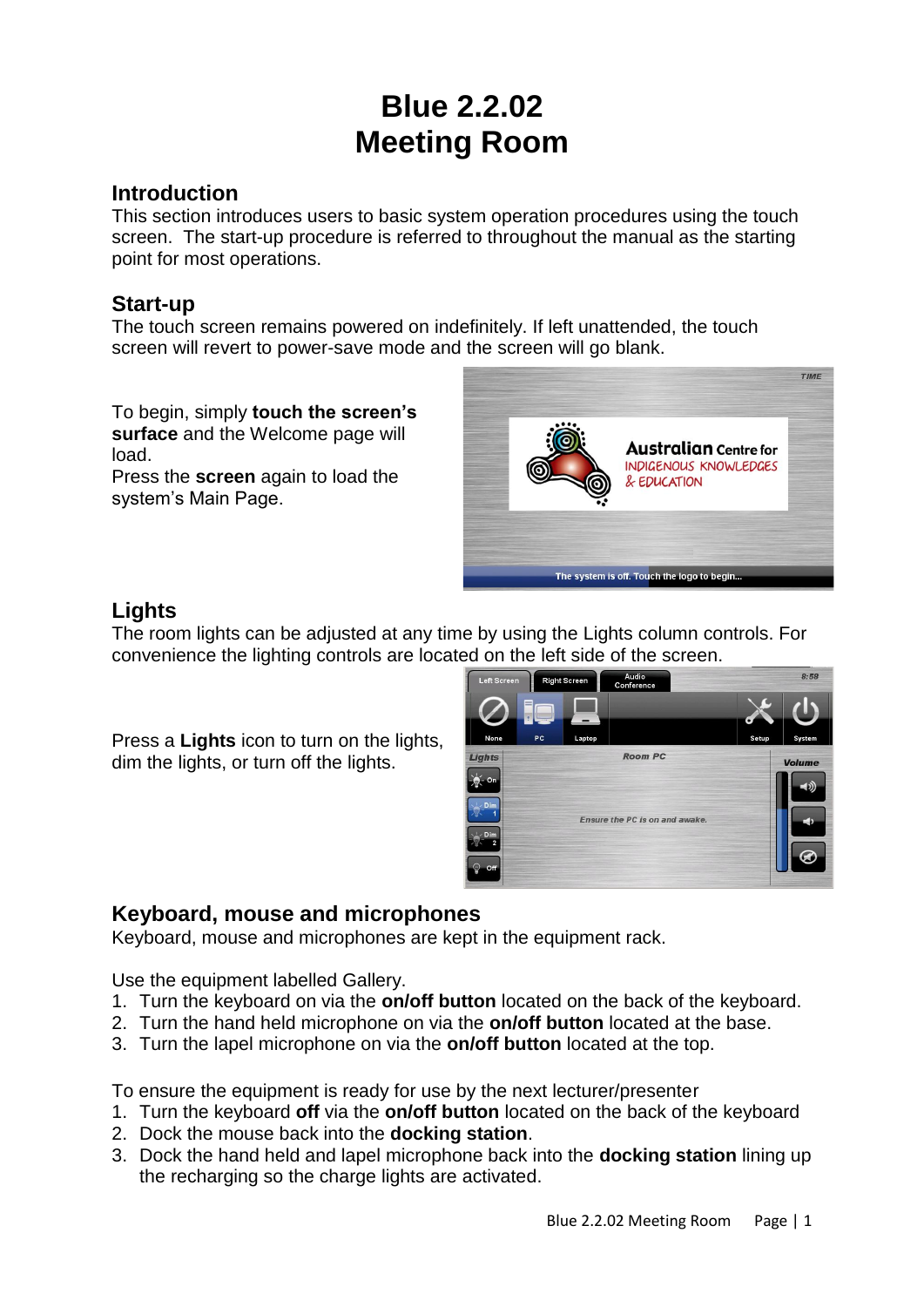# Blue 2.2.02
# Meeting Room

## Introduction

This section introduces users to basic system operation procedures using the touch screen. The start-up procedure is referred to throughout the manual as the starting point for most operations.

## Start-up

The touch screen remains powered on indefinitely. If left unattended, the touch screen will revert to power-save mode and the screen will go blank.

To begin, simply **touch the screen's surface** and the Welcome page will load.
Press the **screen** again to load the system's Main Page.

## Lights

The room lights can be adjusted at any time by using the Lights column controls. For convenience the lighting controls are located on the left side of the screen.

Press a **Lights** icon to turn on the lights, dim the lights, or turn off the lights.

## Keyboard, mouse and microphones

Keyboard, mouse and microphones are kept in the equipment rack.

Use the equipment labelled Gallery.

1. Turn the keyboard on via the **on/off button** located on the back of the keyboard.
2. Turn the hand held microphone on via the **on/off button** located at the base.
3. Turn the lapel microphone on via the **on/off button** located at the top.

To ensure the equipment is ready for use by the next lecturer/presenter

1. Turn the keyboard **off** via the **on/off button** located on the back of the keyboard
2. Dock the mouse back into the **docking station**.
3. Dock the hand held and lapel microphone back into the **docking station** lining up the recharging so the charge lights are activated.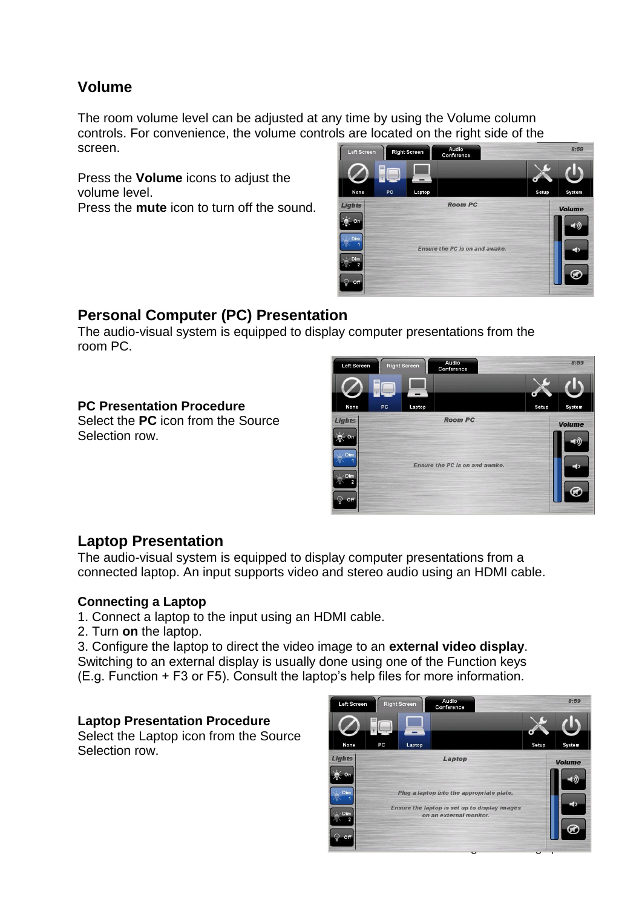## Volume

The room volume level can be adjusted at any time by using the Volume column controls. For convenience, the volume controls are located on the right side of the screen.

Press the **Volume** icons to adjust the volume level.
Press the **mute** icon to turn off the sound.

## Personal Computer (PC) Presentation

The audio-visual system is equipped to display computer presentations from the room PC.

### PC Presentation Procedure

Select the **PC** icon from the Source Selection row.

## Laptop Presentation

The audio-visual system is equipped to display computer presentations from a connected laptop. An input supports video and stereo audio using an HDMI cable.

### Connecting a Laptop

1. Connect a laptop to the input using an HDMI cable.
2. Turn **on** the laptop.
3. Configure the laptop to direct the video image to an **external video display**. Switching to an external display is usually done using one of the Function keys (E.g. Function + F3 or F5). Consult the laptop's help files for more information.

### Laptop Presentation Procedure

Select the Laptop icon from the Source Selection row.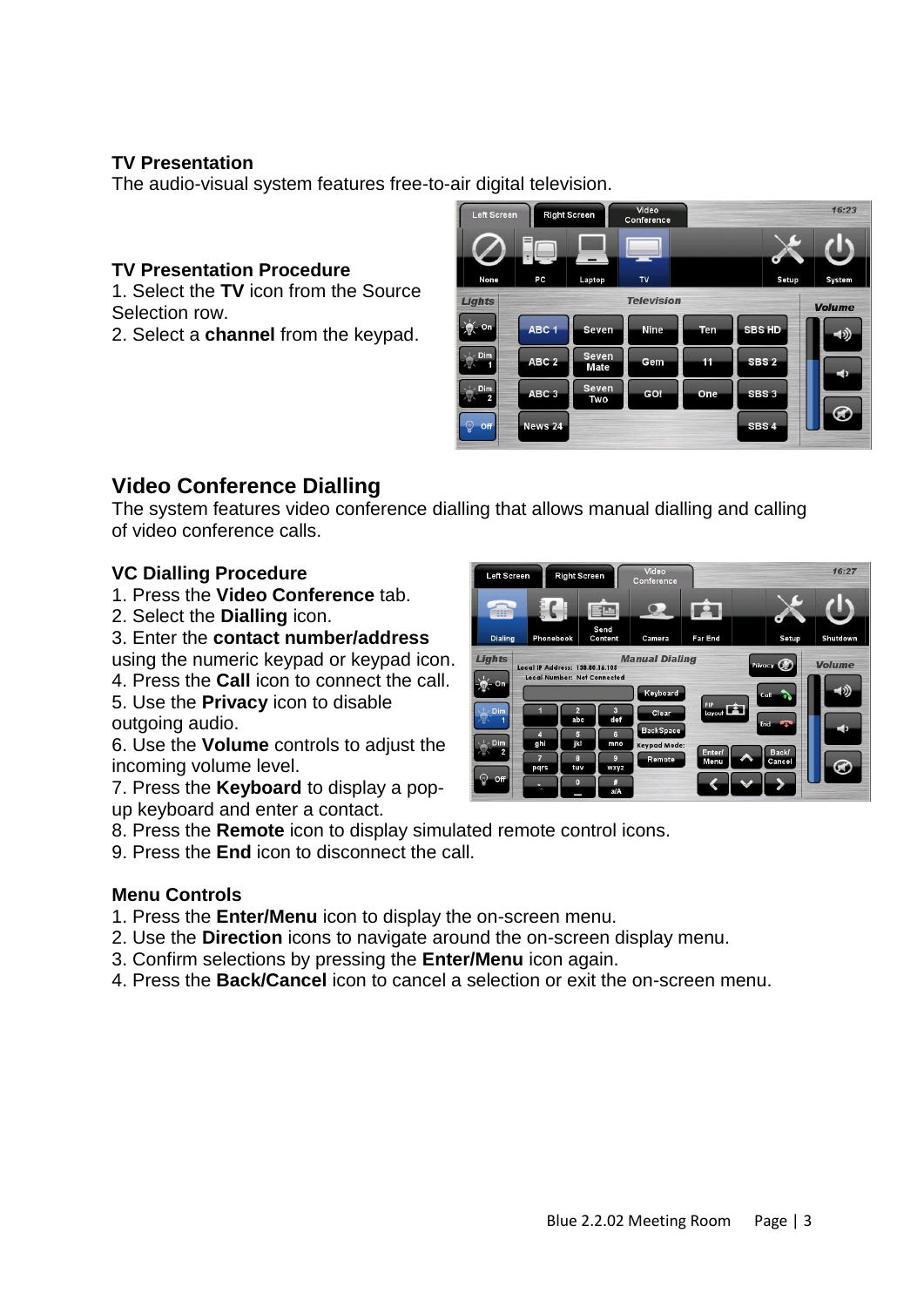**TV Presentation**

The audio-visual system features free-to-air digital television.

**TV Presentation Procedure**

1. Select the **TV** icon from the Source Selection row.
2. Select a **channel** from the keypad.

## Video Conference Dialling

The system features video conference dialling that allows manual dialling and calling of video conference calls.

**VC Dialling Procedure**

1. Press the **Video Conference** tab.
2. Select the **Dialling** icon.
3. Enter the **contact number/address** using the numeric keypad or keypad icon.
4. Press the **Call** icon to connect the call.
5. Use the **Privacy** icon to disable outgoing audio.
6. Use the **Volume** controls to adjust the incoming volume level.
7. Press the **Keyboard** to display a pop-up keyboard and enter a contact.
8. Press the **Remote** icon to display simulated remote control icons.
9. Press the **End** icon to disconnect the call.

**Menu Controls**

1. Press the **Enter/Menu** icon to display the on-screen menu.
2. Use the **Direction** icons to navigate around the on-screen display menu.
3. Confirm selections by pressing the **Enter/Menu** icon again.
4. Press the **Back/Cancel** icon to cancel a selection or exit the on-screen menu.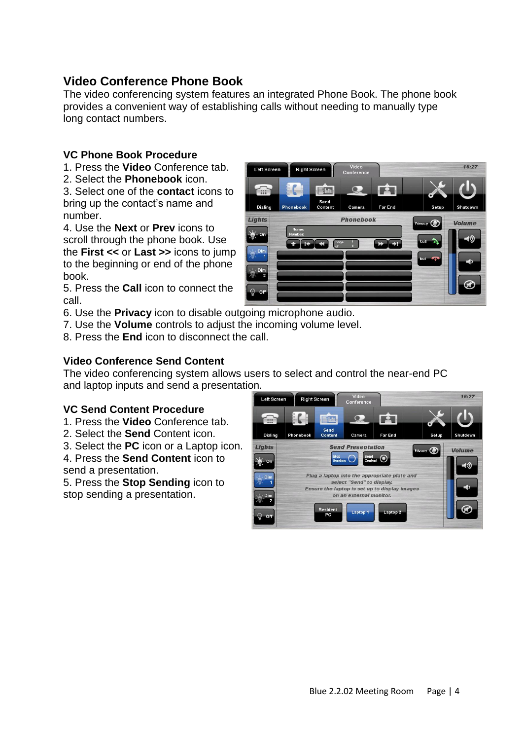## Video Conference Phone Book

The video conferencing system features an integrated Phone Book. The phone book provides a convenient way of establishing calls without needing to manually type long contact numbers.

### VC Phone Book Procedure

1. Press the **Video** Conference tab.
2. Select the **Phonebook** icon.
3. Select one of the **contact** icons to bring up the contact's name and number.
4. Use the **Next** or **Prev** icons to scroll through the phone book. Use the **First <<** or **Last >>** icons to jump to the beginning or end of the phone book.
5. Press the **Call** icon to connect the call.
6. Use the **Privacy** icon to disable outgoing microphone audio.
7. Use the **Volume** controls to adjust the incoming volume level.
8. Press the **End** icon to disconnect the call.

### Video Conference Send Content

The video conferencing system allows users to select and control the near-end PC and laptop inputs and send a presentation.

### VC Send Content Procedure

1. Press the **Video** Conference tab.
2. Select the **Send** Content icon.
3. Select the **PC** icon or a Laptop icon.
4. Press the **Send Content** icon to send a presentation.
5. Press the **Stop Sending** icon to stop sending a presentation.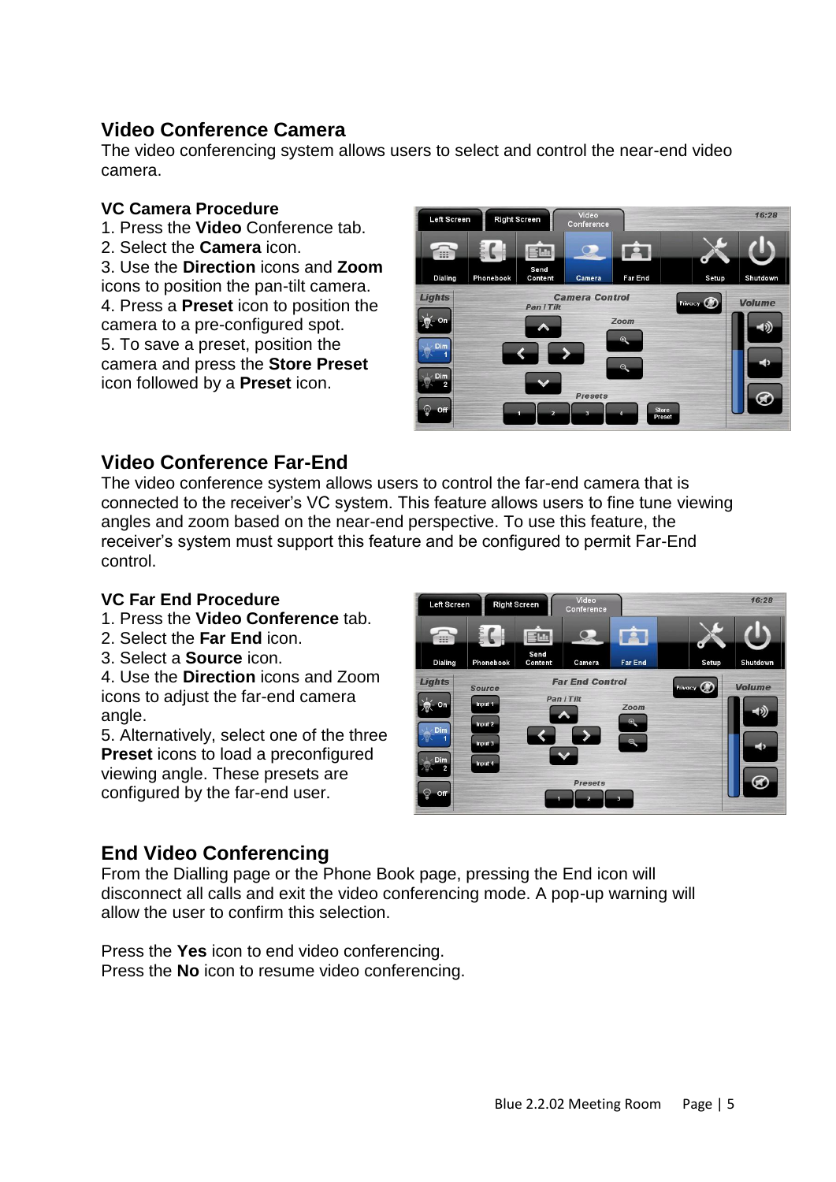## Video Conference Camera

The video conferencing system allows users to select and control the near-end video camera.

### VC Camera Procedure

1. Press the **Video** Conference tab.
2. Select the **Camera** icon.
3. Use the **Direction** icons and **Zoom** icons to position the pan-tilt camera.
4. Press a **Preset** icon to position the camera to a pre-configured spot.
5. To save a preset, position the camera and press the **Store Preset** icon followed by a **Preset** icon.

## Video Conference Far-End

The video conference system allows users to control the far-end camera that is connected to the receiver's VC system. This feature allows users to fine tune viewing angles and zoom based on the near-end perspective. To use this feature, the receiver's system must support this feature and be configured to permit Far-End control.

### VC Far End Procedure

1. Press the **Video Conference** tab.
2. Select the **Far End** icon.
3. Select a **Source** icon.
4. Use the **Direction** icons and Zoom icons to adjust the far-end camera angle.
5. Alternatively, select one of the three **Preset** icons to load a preconfigured viewing angle. These presets are configured by the far-end user.

## End Video Conferencing

From the Dialling page or the Phone Book page, pressing the End icon will disconnect all calls and exit the video conferencing mode. A pop-up warning will allow the user to confirm this selection.

Press the **Yes** icon to end video conferencing.
Press the **No** icon to resume video conferencing.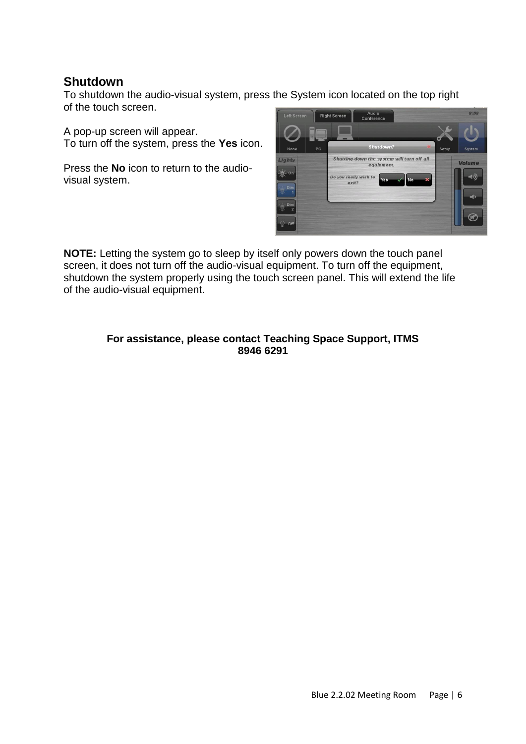## Shutdown

To shutdown the audio-visual system, press the System icon located on the top right of the touch screen.

A pop-up screen will appear.
To turn off the system, press the **Yes** icon.

Press the **No** icon to return to the audio-visual system.

**NOTE:** Letting the system go to sleep by itself only powers down the touch panel screen, it does not turn off the audio-visual equipment. To turn off the equipment, shutdown the system properly using the touch screen panel. This will extend the life of the audio-visual equipment.

**For assistance, please contact Teaching Space Support, ITMS**
**8946 6291**